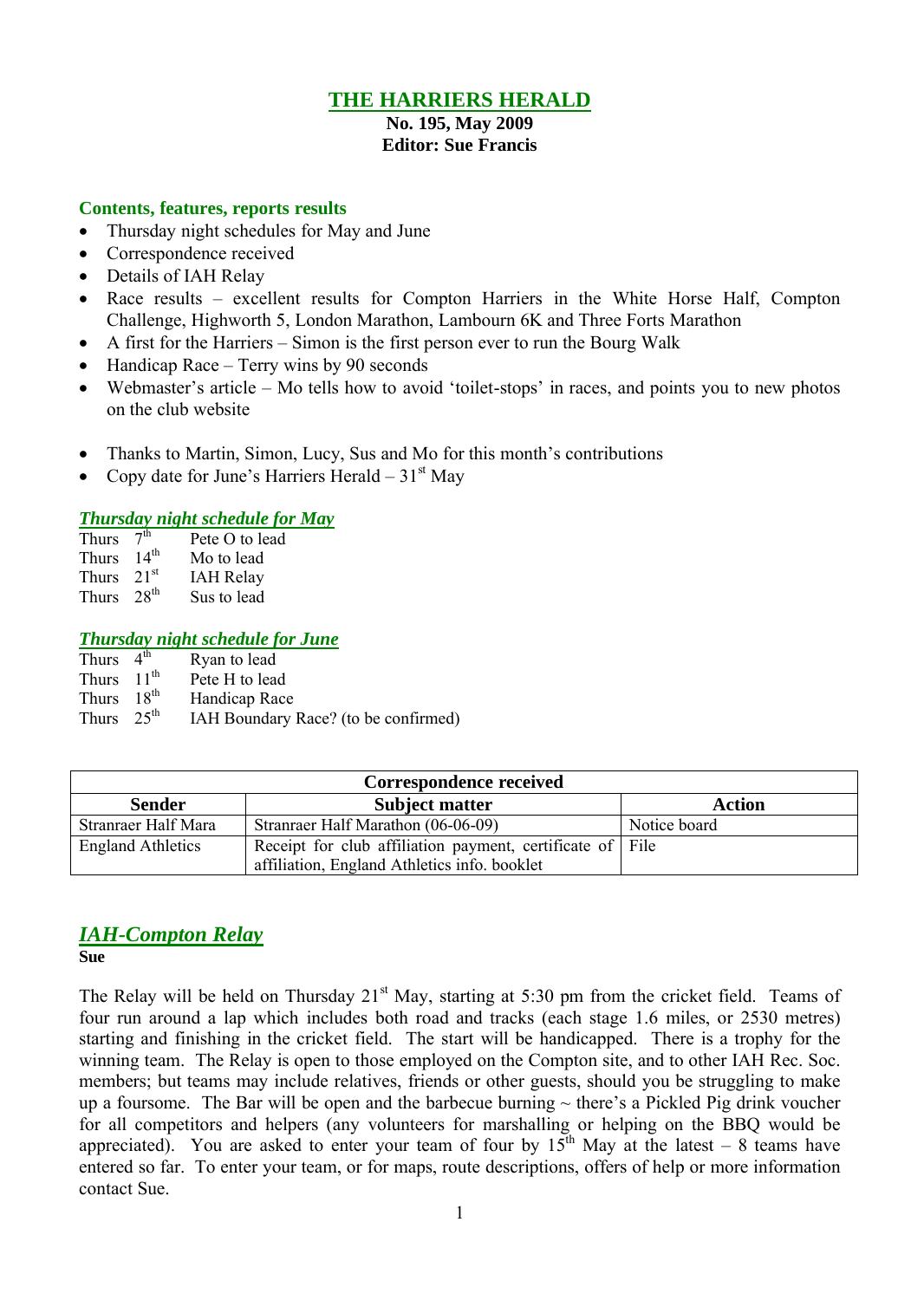# THE HARRIERS HERALD

**No. 195, May 2009**
**Editor: Sue Francis**

### Contents, features, reports results

- Thursday night schedules for May and June
- Correspondence received
- Details of IAH Relay
- Race results – excellent results for Compton Harriers in the White Horse Half, Compton Challenge, Highworth 5, London Marathon, Lambourn 6K and Three Forts Marathon
- A first for the Harriers – Simon is the first person ever to run the Bourg Walk
- Handicap Race – Terry wins by 90 seconds
- Webmaster's article – Mo tells how to avoid 'toilet-stops' in races, and points you to new photos on the club website

- Thanks to Martin, Simon, Lucy, Sus and Mo for this month's contributions
- Copy date for June's Harriers Herald – 31st May

### *Thursday night schedule for May*

Thurs 7th Pete O to lead
Thurs 14th Mo to lead
Thurs 21st IAH Relay
Thurs 28th Sus to lead

### *Thursday night schedule for June*

Thurs 4th Ryan to lead
Thurs 11th Pete H to lead
Thurs 18th Handicap Race
Thurs 25th IAH Boundary Race? (to be confirmed)

| Correspondence received | | |
|---|---|---|
| **Sender** | **Subject matter** | **Action** |
| Stranraer Half Mara | Stranraer Half Marathon (06-06-09) | Notice board |
| England Athletics | Receipt for club affiliation payment, certificate of affiliation, England Athletics info. booklet | File |

## *IAH-Compton Relay*

**Sue**

The Relay will be held on Thursday 21st May, starting at 5:30 pm from the cricket field. Teams of four run around a lap which includes both road and tracks (each stage 1.6 miles, or 2530 metres) starting and finishing in the cricket field. The start will be handicapped. There is a trophy for the winning team. The Relay is open to those employed on the Compton site, and to other IAH Rec. Soc. members; but teams may include relatives, friends or other guests, should you be struggling to make up a foursome. The Bar will be open and the barbecue burning ~ there's a Pickled Pig drink voucher for all competitors and helpers (any volunteers for marshalling or helping on the BBQ would be appreciated). You are asked to enter your team of four by 15th May at the latest – 8 teams have entered so far. To enter your team, or for maps, route descriptions, offers of help or more information contact Sue.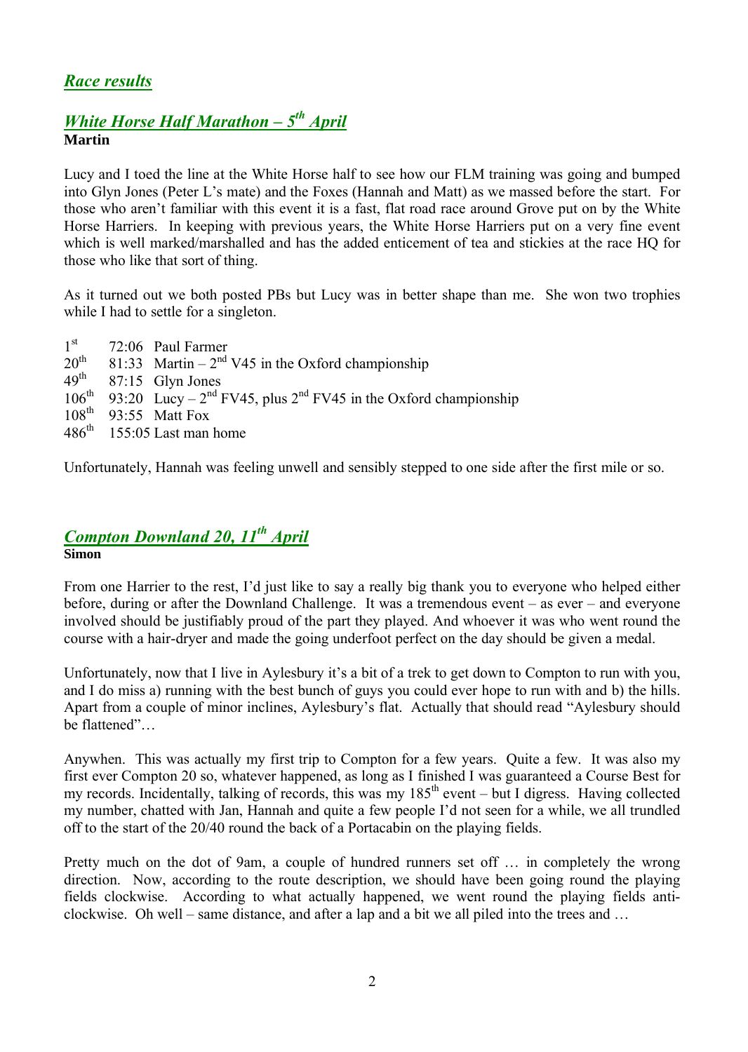## *Race results*

### *White Horse Half Marathon – 5th April*

**Martin**

Lucy and I toed the line at the White Horse half to see how our FLM training was going and bumped into Glyn Jones (Peter L's mate) and the Foxes (Hannah and Matt) as we massed before the start. For those who aren't familiar with this event it is a fast, flat road race around Grove put on by the White Horse Harriers. In keeping with previous years, the White Horse Harriers put on a very fine event which is well marked/marshalled and has the added enticement of tea and stickies at the race HQ for those who like that sort of thing.

As it turned out we both posted PBs but Lucy was in better shape than me. She won two trophies while I had to settle for a singleton.

| | | |
|---|---|---|
| 1st | 72:06 | Paul Farmer |
| 20th | 81:33 | Martin – 2nd V45 in the Oxford championship |
| 49th | 87:15 | Glyn Jones |
| 106th | 93:20 | Lucy – 2nd FV45, plus 2nd FV45 in the Oxford championship |
| 108th | 93:55 | Matt Fox |
| 486th | 155:05 | Last man home |

Unfortunately, Hannah was feeling unwell and sensibly stepped to one side after the first mile or so.

### *Compton Downland 20, 11th April*

**Simon**

From one Harrier to the rest, I'd just like to say a really big thank you to everyone who helped either before, during or after the Downland Challenge. It was a tremendous event – as ever – and everyone involved should be justifiably proud of the part they played. And whoever it was who went round the course with a hair-dryer and made the going underfoot perfect on the day should be given a medal.

Unfortunately, now that I live in Aylesbury it's a bit of a trek to get down to Compton to run with you, and I do miss a) running with the best bunch of guys you could ever hope to run with and b) the hills. Apart from a couple of minor inclines, Aylesbury's flat. Actually that should read "Aylesbury should be flattened"…

Anywhen. This was actually my first trip to Compton for a few years. Quite a few. It was also my first ever Compton 20 so, whatever happened, as long as I finished I was guaranteed a Course Best for my records. Incidentally, talking of records, this was my 185th event – but I digress. Having collected my number, chatted with Jan, Hannah and quite a few people I'd not seen for a while, we all trundled off to the start of the 20/40 round the back of a Portacabin on the playing fields.

Pretty much on the dot of 9am, a couple of hundred runners set off … in completely the wrong direction. Now, according to the route description, we should have been going round the playing fields clockwise. According to what actually happened, we went round the playing fields anti-clockwise. Oh well – same distance, and after a lap and a bit we all piled into the trees and …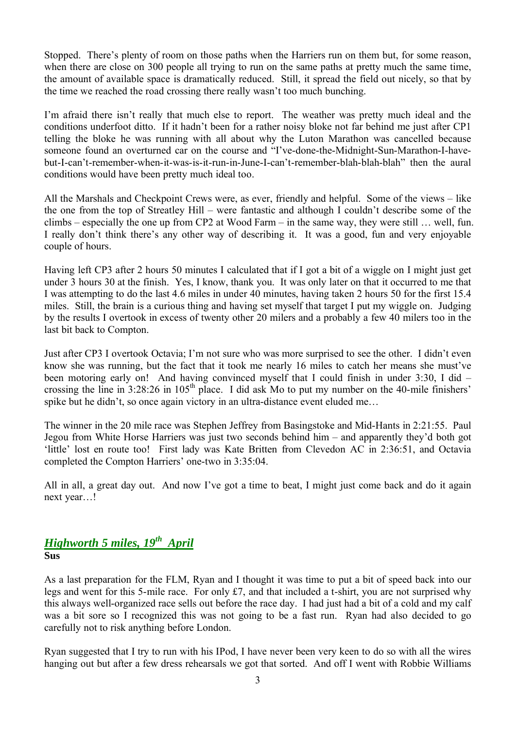Stopped. There's plenty of room on those paths when the Harriers run on them but, for some reason, when there are close on 300 people all trying to run on the same paths at pretty much the same time, the amount of available space is dramatically reduced. Still, it spread the field out nicely, so that by the time we reached the road crossing there really wasn't too much bunching.

I'm afraid there isn't really that much else to report. The weather was pretty much ideal and the conditions underfoot ditto. If it hadn't been for a rather noisy bloke not far behind me just after CP1 telling the bloke he was running with all about why the Luton Marathon was cancelled because someone found an overturned car on the course and "I've-done-the-Midnight-Sun-Marathon-I-have-but-I-can't-remember-when-it-was-is-it-run-in-June-I-can't-remember-blah-blah-blah" then the aural conditions would have been pretty much ideal too.

All the Marshals and Checkpoint Crews were, as ever, friendly and helpful. Some of the views – like the one from the top of Streatley Hill – were fantastic and although I couldn't describe some of the climbs – especially the one up from CP2 at Wood Farm – in the same way, they were still … well, fun. I really don't think there's any other way of describing it. It was a good, fun and very enjoyable couple of hours.

Having left CP3 after 2 hours 50 minutes I calculated that if I got a bit of a wiggle on I might just get under 3 hours 30 at the finish. Yes, I know, thank you. It was only later on that it occurred to me that I was attempting to do the last 4.6 miles in under 40 minutes, having taken 2 hours 50 for the first 15.4 miles. Still, the brain is a curious thing and having set myself that target I put my wiggle on. Judging by the results I overtook in excess of twenty other 20 milers and a probably a few 40 milers too in the last bit back to Compton.

Just after CP3 I overtook Octavia; I'm not sure who was more surprised to see the other. I didn't even know she was running, but the fact that it took me nearly 16 miles to catch her means she must've been motoring early on! And having convinced myself that I could finish in under 3:30, I did – crossing the line in 3:28:26 in 105th place. I did ask Mo to put my number on the 40-mile finishers' spike but he didn't, so once again victory in an ultra-distance event eluded me…

The winner in the 20 mile race was Stephen Jeffrey from Basingstoke and Mid-Hants in 2:21:55. Paul Jegou from White Horse Harriers was just two seconds behind him – and apparently they'd both got 'little' lost en route too! First lady was Kate Britten from Clevedon AC in 2:36:51, and Octavia completed the Compton Harriers' one-two in 3:35:04.

All in all, a great day out. And now I've got a time to beat, I might just come back and do it again next year…!

## *Highworth 5 miles, 19th April*

**Sus**

As a last preparation for the FLM, Ryan and I thought it was time to put a bit of speed back into our legs and went for this 5-mile race. For only £7, and that included a t-shirt, you are not surprised why this always well-organized race sells out before the race day. I had just had a bit of a cold and my calf was a bit sore so I recognized this was not going to be a fast run. Ryan had also decided to go carefully not to risk anything before London.

Ryan suggested that I try to run with his IPod, I have never been very keen to do so with all the wires hanging out but after a few dress rehearsals we got that sorted. And off I went with Robbie Williams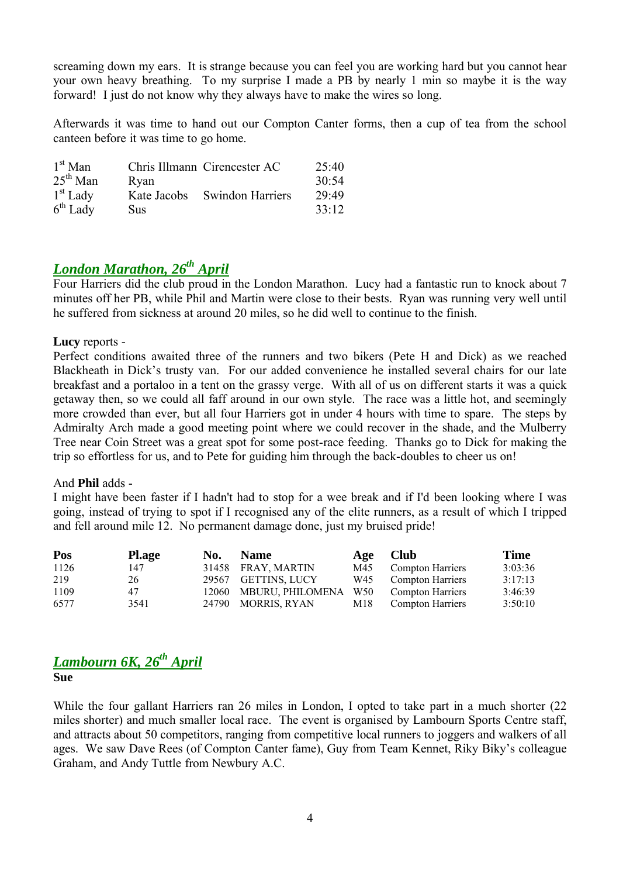screaming down my ears. It is strange because you can feel you are working hard but you cannot hear your own heavy breathing. To my surprise I made a PB by nearly 1 min so maybe it is the way forward! I just do not know why they always have to make the wires so long.

Afterwards it was time to hand out our Compton Canter forms, then a cup of tea from the school canteen before it was time to go home.

| | | | |
|---|---|---|---|
| 1st Man | Chris Illmann | Cirencester AC | 25:40 |
| 25th Man | Ryan | | 30:54 |
| 1st Lady | Kate Jacobs | Swindon Harriers | 29:49 |
| 6th Lady | Sus | | 33:12 |

## *London Marathon, 26th April*

Four Harriers did the club proud in the London Marathon. Lucy had a fantastic run to knock about 7 minutes off her PB, while Phil and Martin were close to their bests. Ryan was running very well until he suffered from sickness at around 20 miles, so he did well to continue to the finish.

**Lucy** reports -

Perfect conditions awaited three of the runners and two bikers (Pete H and Dick) as we reached Blackheath in Dick's trusty van. For our added convenience he installed several chairs for our late breakfast and a portaloo in a tent on the grassy verge. With all of us on different starts it was a quick getaway then, so we could all faff around in our own style. The race was a little hot, and seemingly more crowded than ever, but all four Harriers got in under 4 hours with time to spare. The steps by Admiralty Arch made a good meeting point where we could recover in the shade, and the Mulberry Tree near Coin Street was a great spot for some post-race feeding. Thanks go to Dick for making the trip so effortless for us, and to Pete for guiding him through the back-doubles to cheer us on!

And **Phil** adds -

I might have been faster if I hadn't had to stop for a wee break and if I'd been looking where I was going, instead of trying to spot if I recognised any of the elite runners, as a result of which I tripped and fell around mile 12. No permanent damage done, just my bruised pride!

| Pos | Pl.age | No. | Name | Age | Club | Time |
|---|---|---|---|---|---|---|
| 1126 | 147 | 31458 | FRAY, MARTIN | M45 | Compton Harriers | 3:03:36 |
| 219 | 26 | 29567 | GETTINS, LUCY | W45 | Compton Harriers | 3:17:13 |
| 1109 | 47 | 12060 | MBURU, PHILOMENA | W50 | Compton Harriers | 3:46:39 |
| 6577 | 3541 | 24790 | MORRIS, RYAN | M18 | Compton Harriers | 3:50:10 |

## *Lambourn 6K, 26th April*

**Sue**

While the four gallant Harriers ran 26 miles in London, I opted to take part in a much shorter (22 miles shorter) and much smaller local race. The event is organised by Lambourn Sports Centre staff, and attracts about 50 competitors, ranging from competitive local runners to joggers and walkers of all ages. We saw Dave Rees (of Compton Canter fame), Guy from Team Kennet, Riky Biky's colleague Graham, and Andy Tuttle from Newbury A.C.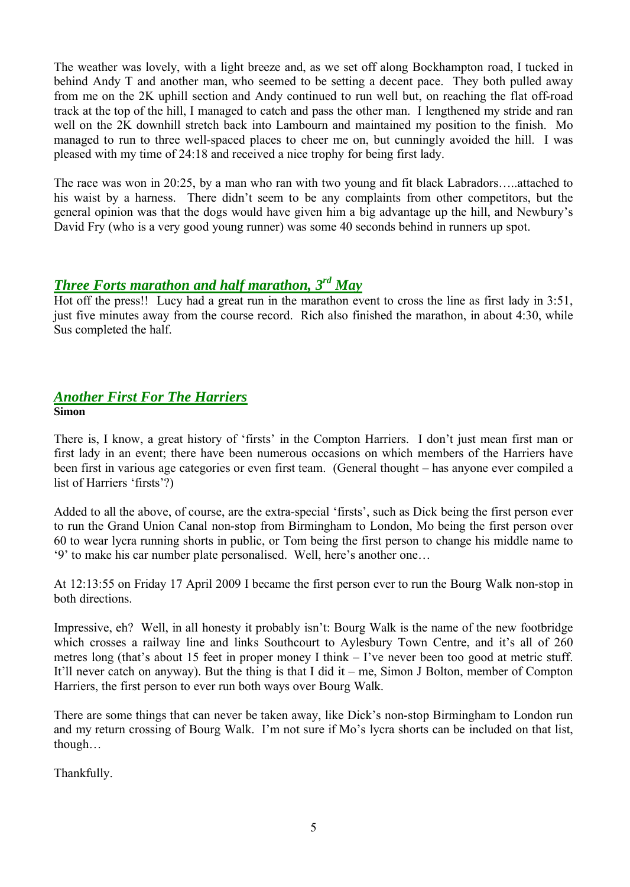The weather was lovely, with a light breeze and, as we set off along Bockhampton road, I tucked in behind Andy T and another man, who seemed to be setting a decent pace. They both pulled away from me on the 2K uphill section and Andy continued to run well but, on reaching the flat off-road track at the top of the hill, I managed to catch and pass the other man. I lengthened my stride and ran well on the 2K downhill stretch back into Lambourn and maintained my position to the finish. Mo managed to run to three well-spaced places to cheer me on, but cunningly avoided the hill. I was pleased with my time of 24:18 and received a nice trophy for being first lady.

The race was won in 20:25, by a man who ran with two young and fit black Labradors…..attached to his waist by a harness. There didn't seem to be any complaints from other competitors, but the general opinion was that the dogs would have given him a big advantage up the hill, and Newbury's David Fry (who is a very good young runner) was some 40 seconds behind in runners up spot.

## *Three Forts marathon and half marathon, 3rd May*

Hot off the press!! Lucy had a great run in the marathon event to cross the line as first lady in 3:51, just five minutes away from the course record. Rich also finished the marathon, in about 4:30, while Sus completed the half.

## *Another First For The Harriers*

**Simon**

There is, I know, a great history of 'firsts' in the Compton Harriers. I don't just mean first man or first lady in an event; there have been numerous occasions on which members of the Harriers have been first in various age categories or even first team. (General thought – has anyone ever compiled a list of Harriers 'firsts'?)

Added to all the above, of course, are the extra-special 'firsts', such as Dick being the first person ever to run the Grand Union Canal non-stop from Birmingham to London, Mo being the first person over 60 to wear lycra running shorts in public, or Tom being the first person to change his middle name to '9' to make his car number plate personalised. Well, here's another one…

At 12:13:55 on Friday 17 April 2009 I became the first person ever to run the Bourg Walk non-stop in both directions.

Impressive, eh? Well, in all honesty it probably isn't: Bourg Walk is the name of the new footbridge which crosses a railway line and links Southcourt to Aylesbury Town Centre, and it's all of 260 metres long (that's about 15 feet in proper money I think – I've never been too good at metric stuff. It'll never catch on anyway). But the thing is that I did it – me, Simon J Bolton, member of Compton Harriers, the first person to ever run both ways over Bourg Walk.

There are some things that can never be taken away, like Dick's non-stop Birmingham to London run and my return crossing of Bourg Walk. I'm not sure if Mo's lycra shorts can be included on that list, though…

Thankfully.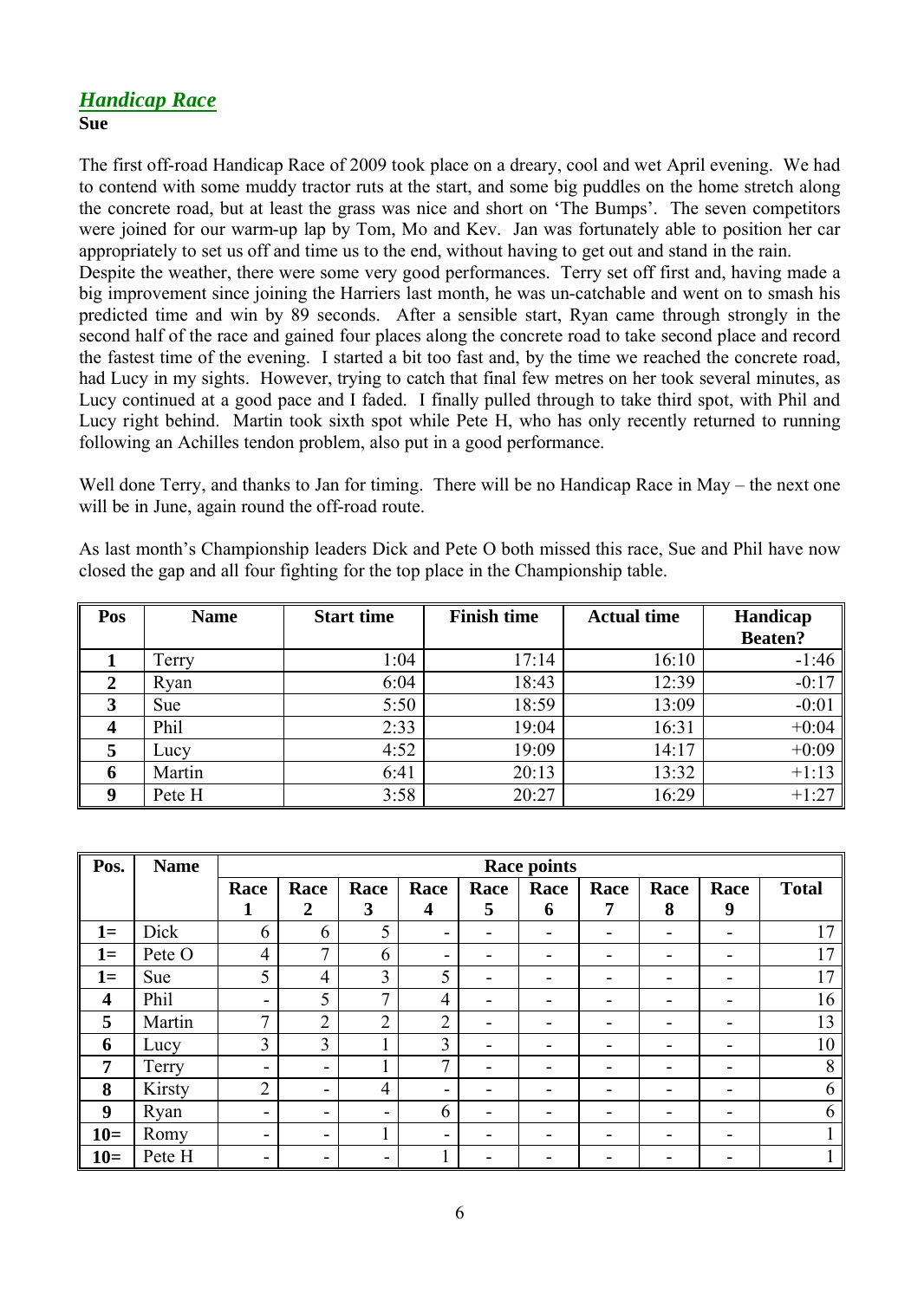## *Handicap Race*

**Sue**

The first off-road Handicap Race of 2009 took place on a dreary, cool and wet April evening. We had to contend with some muddy tractor ruts at the start, and some big puddles on the home stretch along the concrete road, but at least the grass was nice and short on 'The Bumps'. The seven competitors were joined for our warm-up lap by Tom, Mo and Kev. Jan was fortunately able to position her car appropriately to set us off and time us to the end, without having to get out and stand in the rain.

Despite the weather, there were some very good performances. Terry set off first and, having made a big improvement since joining the Harriers last month, he was un-catchable and went on to smash his predicted time and win by 89 seconds. After a sensible start, Ryan came through strongly in the second half of the race and gained four places along the concrete road to take second place and record the fastest time of the evening. I started a bit too fast and, by the time we reached the concrete road, had Lucy in my sights. However, trying to catch that final few metres on her took several minutes, as Lucy continued at a good pace and I faded. I finally pulled through to take third spot, with Phil and Lucy right behind. Martin took sixth spot while Pete H, who has only recently returned to running following an Achilles tendon problem, also put in a good performance.

Well done Terry, and thanks to Jan for timing. There will be no Handicap Race in May – the next one will be in June, again round the off-road route.

As last month's Championship leaders Dick and Pete O both missed this race, Sue and Phil have now closed the gap and all four fighting for the top place in the Championship table.

| Pos | Name | Start time | Finish time | Actual time | Handicap Beaten? |
|---|---|---|---|---|---|
| 1 | Terry | 1:04 | 17:14 | 16:10 | -1:46 |
| 2 | Ryan | 6:04 | 18:43 | 12:39 | -0:17 |
| 3 | Sue | 5:50 | 18:59 | 13:09 | -0:01 |
| 4 | Phil | 2:33 | 19:04 | 16:31 | +0:04 |
| 5 | Lucy | 4:52 | 19:09 | 14:17 | +0:09 |
| 6 | Martin | 6:41 | 20:13 | 13:32 | +1:13 |
| 9 | Pete H | 3:58 | 20:27 | 16:29 | +1:27 |

| Pos. | Name | Race points | | | | | | | | | |
|---|---|---|---|---|---|---|---|---|---|---|---|
| | | Race 1 | Race 2 | Race 3 | Race 4 | Race 5 | Race 6 | Race 7 | Race 8 | Race 9 | Total |
| 1= | Dick | 6 | 6 | 5 | - | - | - | - | - | - | 17 |
| 1= | Pete O | 4 | 7 | 6 | - | - | - | - | - | - | 17 |
| 1= | Sue | 5 | 4 | 3 | 5 | - | - | - | - | - | 17 |
| 4 | Phil | - | 5 | 7 | 4 | - | - | - | - | - | 16 |
| 5 | Martin | 7 | 2 | 2 | 2 | - | - | - | - | - | 13 |
| 6 | Lucy | 3 | 3 | 1 | 3 | - | - | - | - | - | 10 |
| 7 | Terry | - | - | 1 | 7 | - | - | - | - | - | 8 |
| 8 | Kirsty | 2 | - | 4 | - | - | - | - | - | - | 6 |
| 9 | Ryan | - | - | - | 6 | - | - | - | - | - | 6 |
| 10= | Romy | - | - | 1 | - | - | - | - | - | - | 1 |
| 10= | Pete H | - | - | - | 1 | - | - | - | - | - | 1 |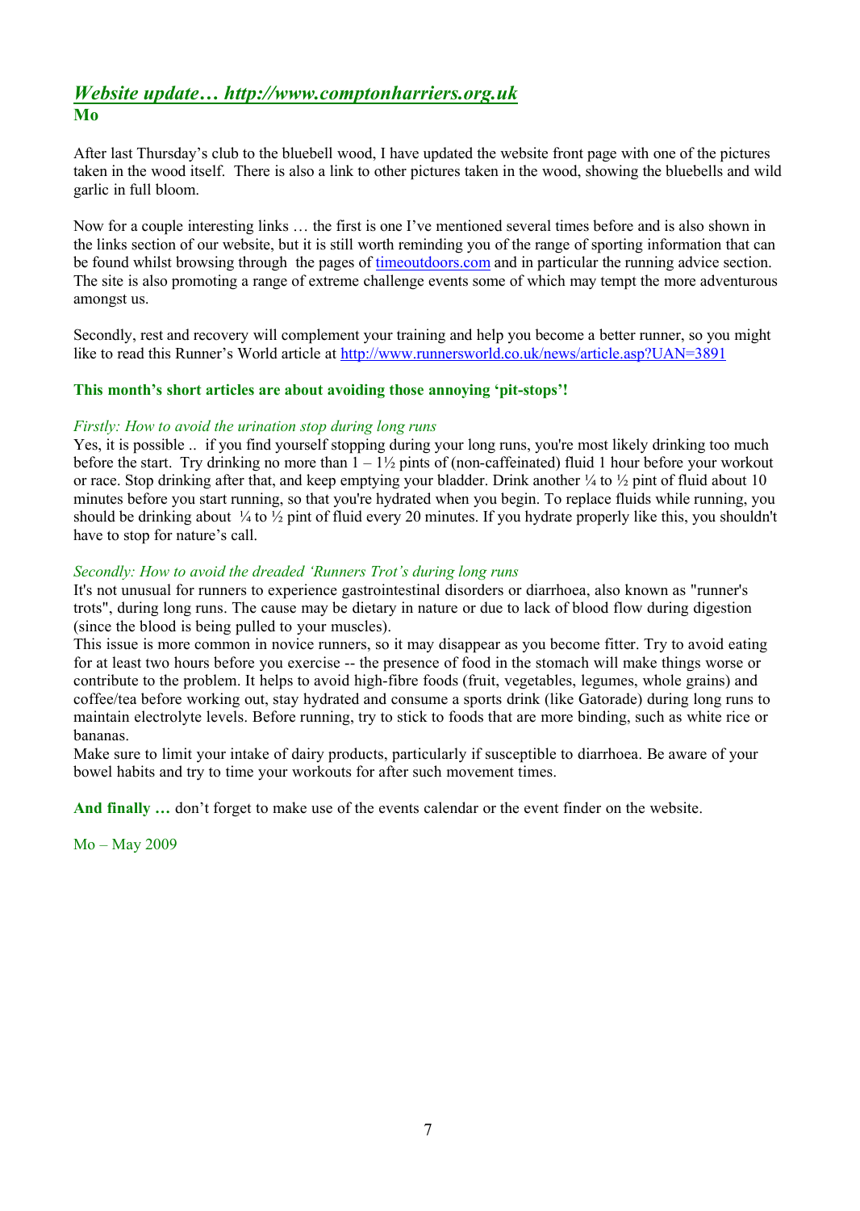## *Website update… http://www.comptonharriers.org.uk*

**Mo**

After last Thursday's club to the bluebell wood, I have updated the website front page with one of the pictures taken in the wood itself. There is also a link to other pictures taken in the wood, showing the bluebells and wild garlic in full bloom.

Now for a couple interesting links … the first is one I've mentioned several times before and is also shown in the links section of our website, but it is still worth reminding you of the range of sporting information that can be found whilst browsing through the pages of timeoutdoors.com and in particular the running advice section. The site is also promoting a range of extreme challenge events some of which may tempt the more adventurous amongst us.

Secondly, rest and recovery will complement your training and help you become a better runner, so you might like to read this Runner's World article at http://www.runnersworld.co.uk/news/article.asp?UAN=3891

**This month's short articles are about avoiding those annoying 'pit-stops'!**

*Firstly: How to avoid the urination stop during long runs*

Yes, it is possible .. if you find yourself stopping during your long runs, you're most likely drinking too much before the start. Try drinking no more than 1 – 1½ pints of (non-caffeinated) fluid 1 hour before your workout or race. Stop drinking after that, and keep emptying your bladder. Drink another ¼ to ½ pint of fluid about 10 minutes before you start running, so that you're hydrated when you begin. To replace fluids while running, you should be drinking about ¼ to ½ pint of fluid every 20 minutes. If you hydrate properly like this, you shouldn't have to stop for nature's call.

*Secondly: How to avoid the dreaded 'Runners Trot's during long runs*

It's not unusual for runners to experience gastrointestinal disorders or diarrhoea, also known as "runner's trots", during long runs. The cause may be dietary in nature or due to lack of blood flow during digestion (since the blood is being pulled to your muscles).

This issue is more common in novice runners, so it may disappear as you become fitter. Try to avoid eating for at least two hours before you exercise -- the presence of food in the stomach will make things worse or contribute to the problem. It helps to avoid high-fibre foods (fruit, vegetables, legumes, whole grains) and coffee/tea before working out, stay hydrated and consume a sports drink (like Gatorade) during long runs to maintain electrolyte levels. Before running, try to stick to foods that are more binding, such as white rice or bananas.

Make sure to limit your intake of dairy products, particularly if susceptible to diarrhoea. Be aware of your bowel habits and try to time your workouts for after such movement times.

**And finally …** don't forget to make use of the events calendar or the event finder on the website.

Mo – May 2009